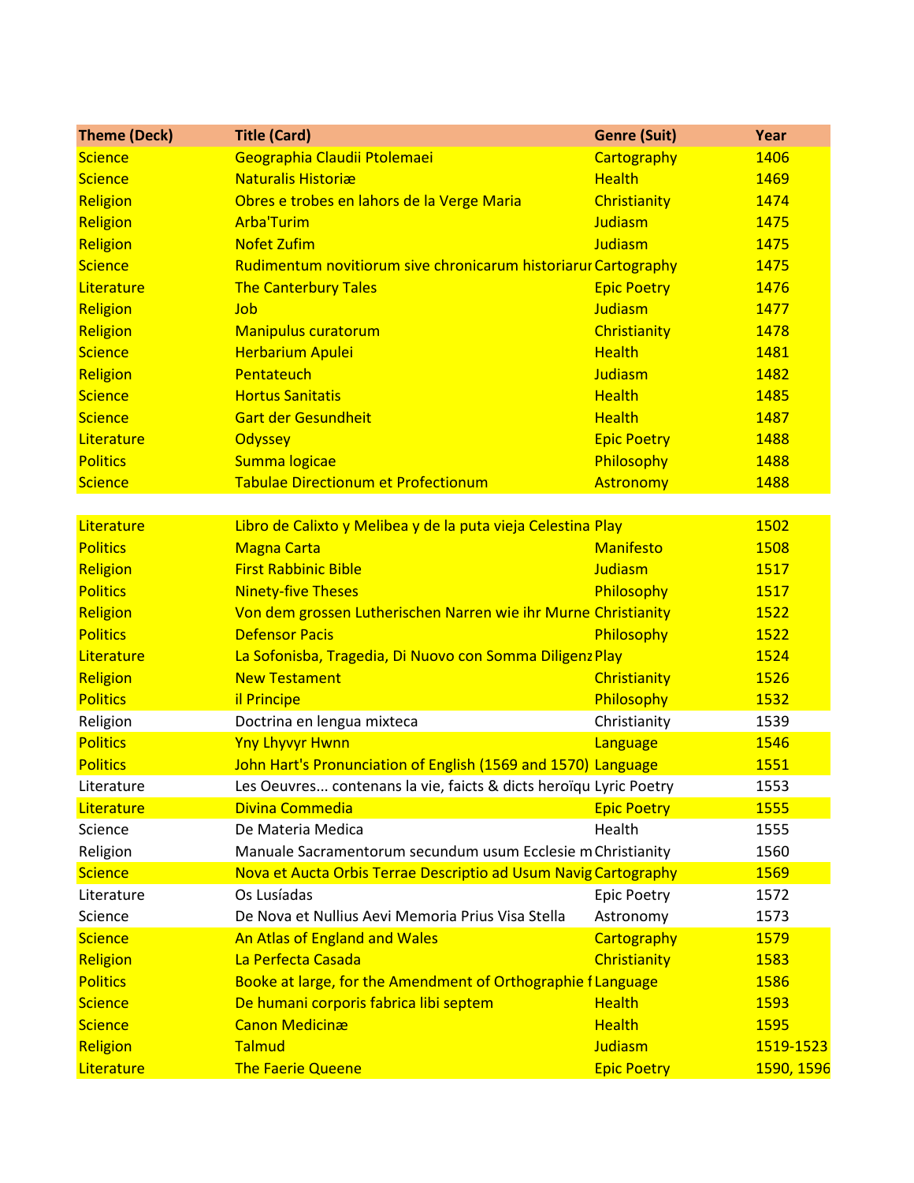| Theme (Deck) | Title (Card) | Genre (Suit) | Year |
|---|---|---|---|
| Science | Geographia Claudii Ptolemaei | Cartography | 1406 |
| Science | Naturalis Historiæ | Health | 1469 |
| Religion | Obres e trobes en lahors de la Verge Maria | Christianity | 1474 |
| Religion | Arba'Turim | Judiasm | 1475 |
| Religion | Nofet Zufim | Judiasm | 1475 |
| Science | Rudimentum novitiorum sive chronicarum historiarur | Cartography | 1475 |
| Literature | The Canterbury Tales | Epic Poetry | 1476 |
| Religion | Job | Judiasm | 1477 |
| Religion | Manipulus curatorum | Christianity | 1478 |
| Science | Herbarium Apulei | Health | 1481 |
| Religion | Pentateuch | Judiasm | 1482 |
| Science | Hortus Sanitatis | Health | 1485 |
| Science | Gart der Gesundheit | Health | 1487 |
| Literature | Odyssey | Epic Poetry | 1488 |
| Politics | Summa logicae | Philosophy | 1488 |
| Science | Tabulae Directionum et Profectionum | Astronomy | 1488 |
| | | | |
| Literature | Libro de Calixto y Melibea y de la puta vieja Celestina | Play | 1502 |
| Politics | Magna Carta | Manifesto | 1508 |
| Religion | First Rabbinic Bible | Judiasm | 1517 |
| Politics | Ninety-five Theses | Philosophy | 1517 |
| Religion | Von dem grossen Lutherischen Narren wie ihr Murne | Christianity | 1522 |
| Politics | Defensor Pacis | Philosophy | 1522 |
| Literature | La Sofonisba, Tragedia, Di Nuovo con Somma Diligenz | Play | 1524 |
| Religion | New Testament | Christianity | 1526 |
| Politics | il Principe | Philosophy | 1532 |
| Religion | Doctrina en lengua mixteca | Christianity | 1539 |
| Politics | Yny Lhyvyr Hwnn | Language | 1546 |
| Politics | John Hart's Pronunciation of English (1569 and 1570) | Language | 1551 |
| Literature | Les Oeuvres... contenans la vie, faicts & dicts heroïqu | Lyric Poetry | 1553 |
| Literature | Divina Commedia | Epic Poetry | 1555 |
| Science | De Materia Medica | Health | 1555 |
| Religion | Manuale Sacramentorum secundum usum Ecclesie m | Christianity | 1560 |
| Science | Nova et Aucta Orbis Terrae Descriptio ad Usum Navig | Cartography | 1569 |
| Literature | Os Lusíadas | Epic Poetry | 1572 |
| Science | De Nova et Nullius Aevi Memoria Prius Visa Stella | Astronomy | 1573 |
| Science | An Atlas of England and Wales | Cartography | 1579 |
| Religion | La Perfecta Casada | Christianity | 1583 |
| Politics | Booke at large, for the Amendment of Orthographie f | Language | 1586 |
| Science | De humani corporis fabrica libi septem | Health | 1593 |
| Science | Canon Medicinæ | Health | 1595 |
| Religion | Talmud | Judiasm | 1519-1523 |
| Literature | The Faerie Queene | Epic Poetry | 1590, 1596 |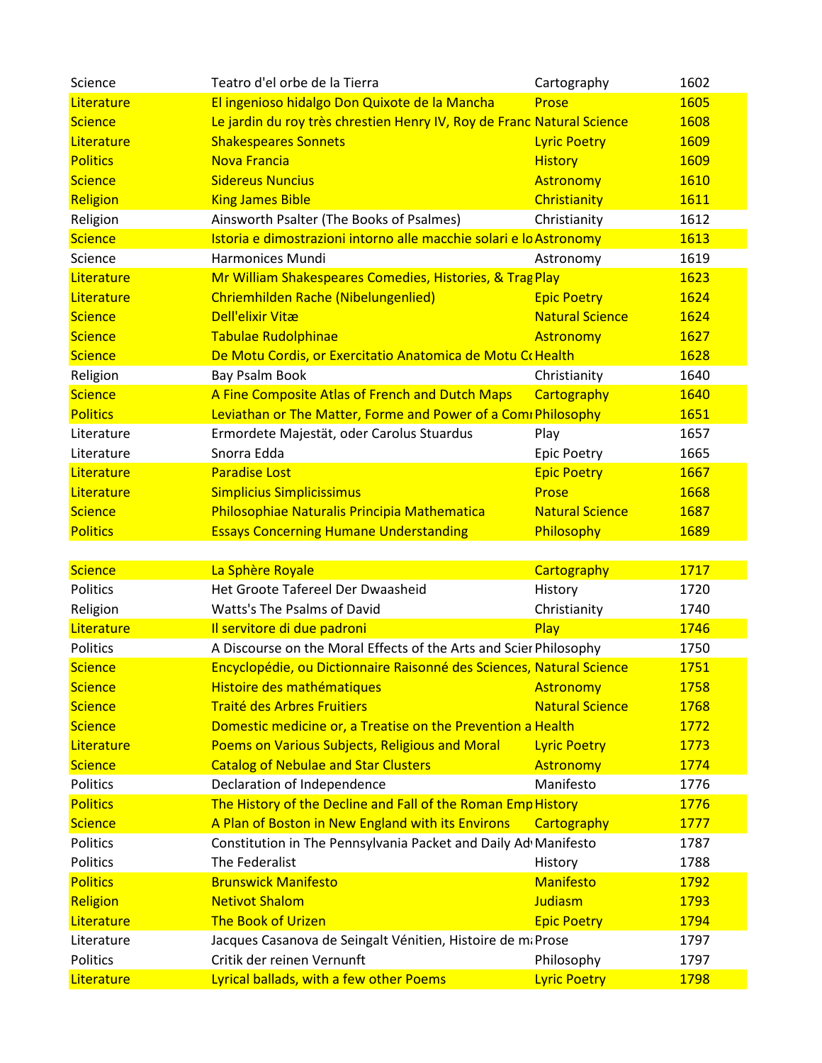| Science | Teatro d'el orbe de la Tierra | Cartography | 1602 |
|---|---|---|---|
| Literature | El ingenioso hidalgo Don Quixote de la Mancha | Prose | 1605 |
| Science | Le jardin du roy très chrestien Henry IV, Roy de Franc | Natural Science | 1608 |
| Literature | Shakespeares Sonnets | Lyric Poetry | 1609 |
| Politics | Nova Francia | History | 1609 |
| Science | Sidereus Nuncius | Astronomy | 1610 |
| Religion | King James Bible | Christianity | 1611 |
| Religion | Ainsworth Psalter (The Books of Psalmes) | Christianity | 1612 |
| Science | Istoria e dimostrazioni intorno alle macchie solari e lo | Astronomy | 1613 |
| Science | Harmonices Mundi | Astronomy | 1619 |
| Literature | Mr William Shakespeares Comedies, Histories, & Trag | Play | 1623 |
| Literature | Chriemhilden Rache (Nibelungenlied) | Epic Poetry | 1624 |
| Science | Dell'elixir Vitæ | Natural Science | 1624 |
| Science | Tabulae Rudolphinae | Astronomy | 1627 |
| Science | De Motu Cordis, or Exercitatio Anatomica de Motu Co | Health | 1628 |
| Religion | Bay Psalm Book | Christianity | 1640 |
| Science | A Fine Composite Atlas of French and Dutch Maps | Cartography | 1640 |
| Politics | Leviathan or The Matter, Forme and Power of a Comı | Philosophy | 1651 |
| Literature | Ermordete Majestät, oder Carolus Stuardus | Play | 1657 |
| Literature | Snorra Edda | Epic Poetry | 1665 |
| Literature | Paradise Lost | Epic Poetry | 1667 |
| Literature | Simplicius Simplicissimus | Prose | 1668 |
| Science | Philosophiae Naturalis Principia Mathematica | Natural Science | 1687 |
| Politics | Essays Concerning Humane Understanding | Philosophy | 1689 |
| | | | |
| Science | La Sphère Royale | Cartography | 1717 |
| Politics | Het Groote Tafereel Der Dwaasheid | History | 1720 |
| Religion | Watts's The Psalms of David | Christianity | 1740 |
| Literature | Il servitore di due padroni | Play | 1746 |
| Politics | A Discourse on the Moral Effects of the Arts and Scier | Philosophy | 1750 |
| Science | Encyclopédie, ou Dictionnaire Raisonné des Sciences, | Natural Science | 1751 |
| Science | Histoire des mathématiques | Astronomy | 1758 |
| Science | Traité des Arbres Fruitiers | Natural Science | 1768 |
| Science | Domestic medicine or, a Treatise on the Prevention a | Health | 1772 |
| Literature | Poems on Various Subjects, Religious and Moral | Lyric Poetry | 1773 |
| Science | Catalog of Nebulae and Star Clusters | Astronomy | 1774 |
| Politics | Declaration of Independence | Manifesto | 1776 |
| Politics | The History of the Decline and Fall of the Roman Emp | History | 1776 |
| Science | A Plan of Boston in New England with its Environs | Cartography | 1777 |
| Politics | Constitution in The Pennsylvania Packet and Daily Adv | Manifesto | 1787 |
| Politics | The Federalist | History | 1788 |
| Politics | Brunswick Manifesto | Manifesto | 1792 |
| Religion | Netivot Shalom | Judiasm | 1793 |
| Literature | The Book of Urizen | Epic Poetry | 1794 |
| Literature | Jacques Casanova de Seingalt Vénitien, Histoire de ma | Prose | 1797 |
| Politics | Critik der reinen Vernunft | Philosophy | 1797 |
| Literature | Lyrical ballads, with a few other Poems | Lyric Poetry | 1798 |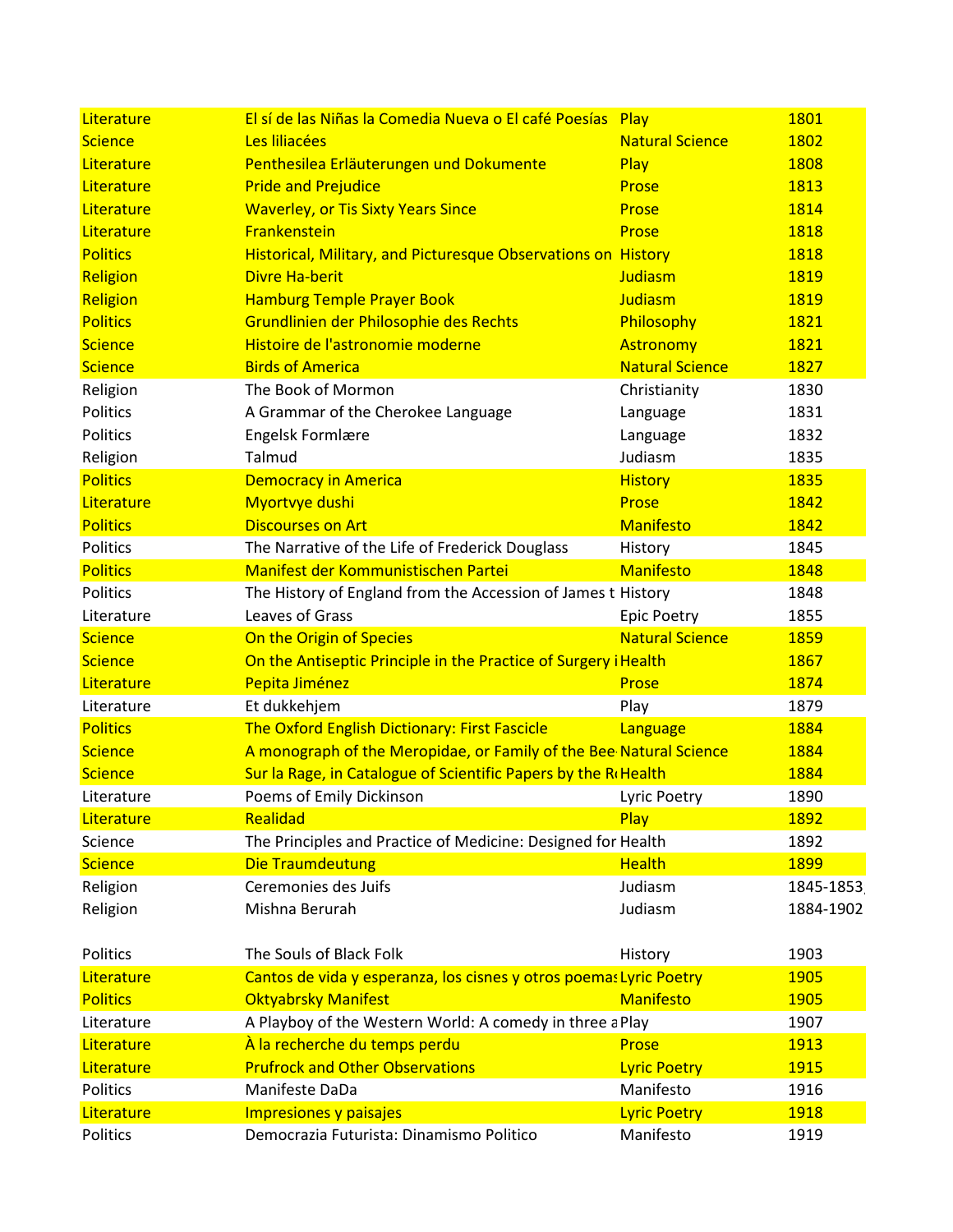| | | | |
|---|---|---|---|
| Literature | El sí de las Niñas la Comedia Nueva o El café Poesías | Play | 1801 |
| Science | Les liliacées | Natural Science | 1802 |
| Literature | Penthesilea Erläuterungen und Dokumente | Play | 1808 |
| Literature | Pride and Prejudice | Prose | 1813 |
| Literature | Waverley, or Tis Sixty Years Since | Prose | 1814 |
| Literature | Frankenstein | Prose | 1818 |
| Politics | Historical, Military, and Picturesque Observations on | History | 1818 |
| Religion | Divre Ha-berit | Judaism | 1819 |
| Religion | Hamburg Temple Prayer Book | Judaism | 1819 |
| Politics | Grundlinien der Philosophie des Rechts | Philosophy | 1821 |
| Science | Histoire de l'astronomie moderne | Astronomy | 1821 |
| Science | Birds of America | Natural Science | 1827 |
| Religion | The Book of Mormon | Christianity | 1830 |
| Politics | A Grammar of the Cherokee Language | Language | 1831 |
| Politics | Engelsk Formlære | Language | 1832 |
| Religion | Talmud | Judaism | 1835 |
| Politics | Democracy in America | History | 1835 |
| Literature | Myortvye dushi | Prose | 1842 |
| Politics | Discourses on Art | Manifesto | 1842 |
| Politics | The Narrative of the Life of Frederick Douglass | History | 1845 |
| Politics | Manifest der Kommunistischen Partei | Manifesto | 1848 |
| Politics | The History of England from the Accession of James t | History | 1848 |
| Literature | Leaves of Grass | Epic Poetry | 1855 |
| Science | On the Origin of Species | Natural Science | 1859 |
| Science | On the Antiseptic Principle in the Practice of Surgery i | Health | 1867 |
| Literature | Pepita Jiménez | Prose | 1874 |
| Literature | Et dukkehjem | Play | 1879 |
| Politics | The Oxford English Dictionary: First Fascicle | Language | 1884 |
| Science | A monograph of the Meropidae, or Family of the Bee | Natural Science | 1884 |
| Science | Sur la Rage, in Catalogue of Scientific Papers by the R | Health | 1884 |
| Literature | Poems of Emily Dickinson | Lyric Poetry | 1890 |
| Literature | Realidad | Play | 1892 |
| Science | The Principles and Practice of Medicine: Designed for | Health | 1892 |
| Science | Die Traumdeutung | Health | 1899 |
| Religion | Ceremonies des Juifs | Judaism | 1845-1853 |
| Religion | Mishna Berurah | Judaism | 1884-1902 |
| | | | |
| Politics | The Souls of Black Folk | History | 1903 |
| Literature | Cantos de vida y esperanza, los cisnes y otros poemas | Lyric Poetry | 1905 |
| Politics | Oktyabrsky Manifest | Manifesto | 1905 |
| Literature | A Playboy of the Western World: A comedy in three a | Play | 1907 |
| Literature | À la recherche du temps perdu | Prose | 1913 |
| Literature | Prufrock and Other Observations | Lyric Poetry | 1915 |
| Politics | Manifeste DaDa | Manifesto | 1916 |
| Literature | Impresiones y paisajes | Lyric Poetry | 1918 |
| Politics | Democrazia Futurista: Dinamismo Politico | Manifesto | 1919 |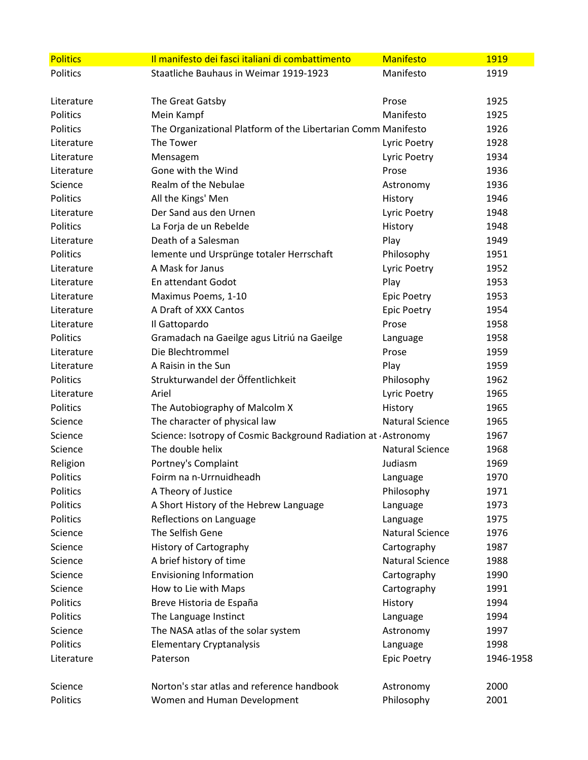| | | | |
|---|---|---|---|
| Politics | Il manifesto dei fasci italiani di combattimento | Manifesto | 1919 |
| Politics | Staatliche Bauhaus in Weimar 1919-1923 | Manifesto | 1919 |
| | | | |
| Literature | The Great Gatsby | Prose | 1925 |
| Politics | Mein Kampf | Manifesto | 1925 |
| Politics | The Organizational Platform of the Libertarian Comm | Manifesto | 1926 |
| Literature | The Tower | Lyric Poetry | 1928 |
| Literature | Mensagem | Lyric Poetry | 1934 |
| Literature | Gone with the Wind | Prose | 1936 |
| Science | Realm of the Nebulae | Astronomy | 1936 |
| Politics | All the Kings' Men | History | 1946 |
| Literature | Der Sand aus den Urnen | Lyric Poetry | 1948 |
| Politics | La Forja de un Rebelde | History | 1948 |
| Literature | Death of a Salesman | Play | 1949 |
| Politics | lemente und Ursprünge totaler Herrschaft | Philosophy | 1951 |
| Literature | A Mask for Janus | Lyric Poetry | 1952 |
| Literature | En attendant Godot | Play | 1953 |
| Literature | Maximus Poems, 1-10 | Epic Poetry | 1953 |
| Literature | A Draft of XXX Cantos | Epic Poetry | 1954 |
| Literature | Il Gattopardo | Prose | 1958 |
| Politics | Gramadach na Gaeilge agus Litriú na Gaeilge | Language | 1958 |
| Literature | Die Blechtrommel | Prose | 1959 |
| Literature | A Raisin in the Sun | Play | 1959 |
| Politics | Strukturwandel der Öffentlichkeit | Philosophy | 1962 |
| Literature | Ariel | Lyric Poetry | 1965 |
| Politics | The Autobiography of Malcolm X | History | 1965 |
| Science | The character of physical law | Natural Science | 1965 |
| Science | Science: Isotropy of Cosmic Background Radiation at | Astronomy | 1967 |
| Science | The double helix | Natural Science | 1968 |
| Religion | Portney's Complaint | Judiasm | 1969 |
| Politics | Foirm na n-Urrnuidheadh | Language | 1970 |
| Politics | A Theory of Justice | Philosophy | 1971 |
| Politics | A Short History of the Hebrew Language | Language | 1973 |
| Politics | Reflections on Language | Language | 1975 |
| Science | The Selfish Gene | Natural Science | 1976 |
| Science | History of Cartography | Cartography | 1987 |
| Science | A brief history of time | Natural Science | 1988 |
| Science | Envisioning Information | Cartography | 1990 |
| Science | How to Lie with Maps | Cartography | 1991 |
| Politics | Breve Historia de España | History | 1994 |
| Politics | The Language Instinct | Language | 1994 |
| Science | The NASA atlas of the solar system | Astronomy | 1997 |
| Politics | Elementary Cryptanalysis | Language | 1998 |
| Literature | Paterson | Epic Poetry | 1946-1958 |
| | | | |
| Science | Norton's star atlas and reference handbook | Astronomy | 2000 |
| Politics | Women and Human Development | Philosophy | 2001 |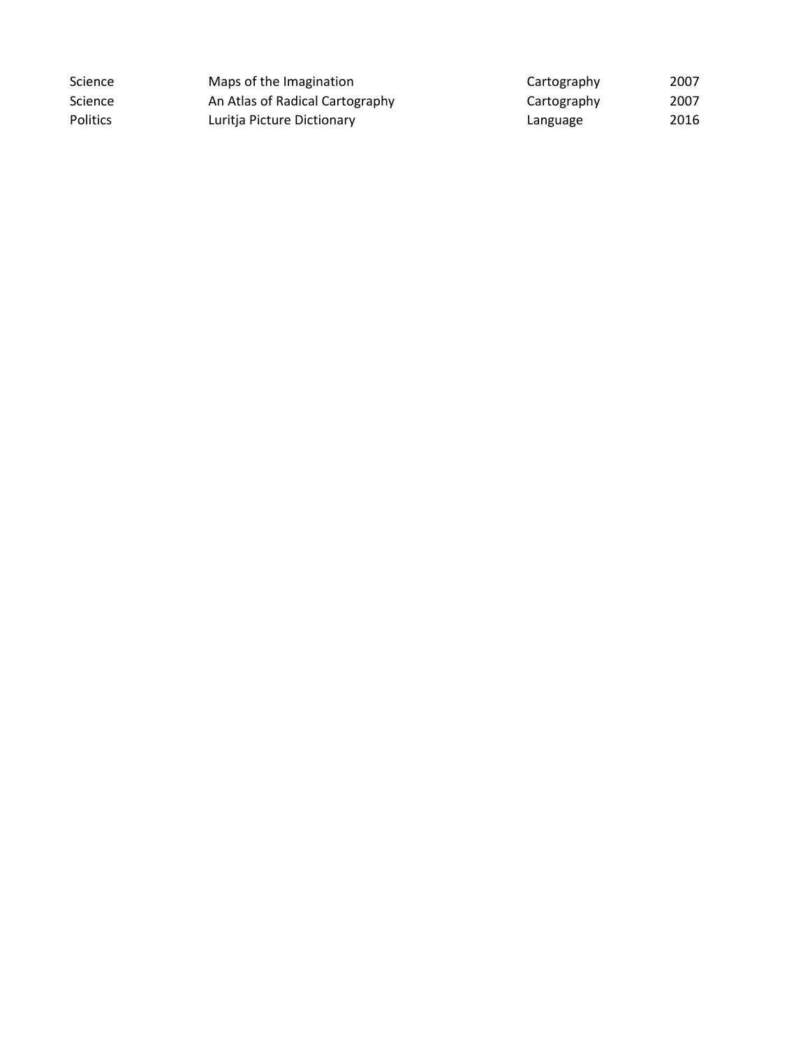| | | | |
|---|---|---|---|
| Science | Maps of the Imagination | Cartography | 2007 |
| Science | An Atlas of Radical Cartography | Cartography | 2007 |
| Politics | Luritja Picture Dictionary | Language | 2016 |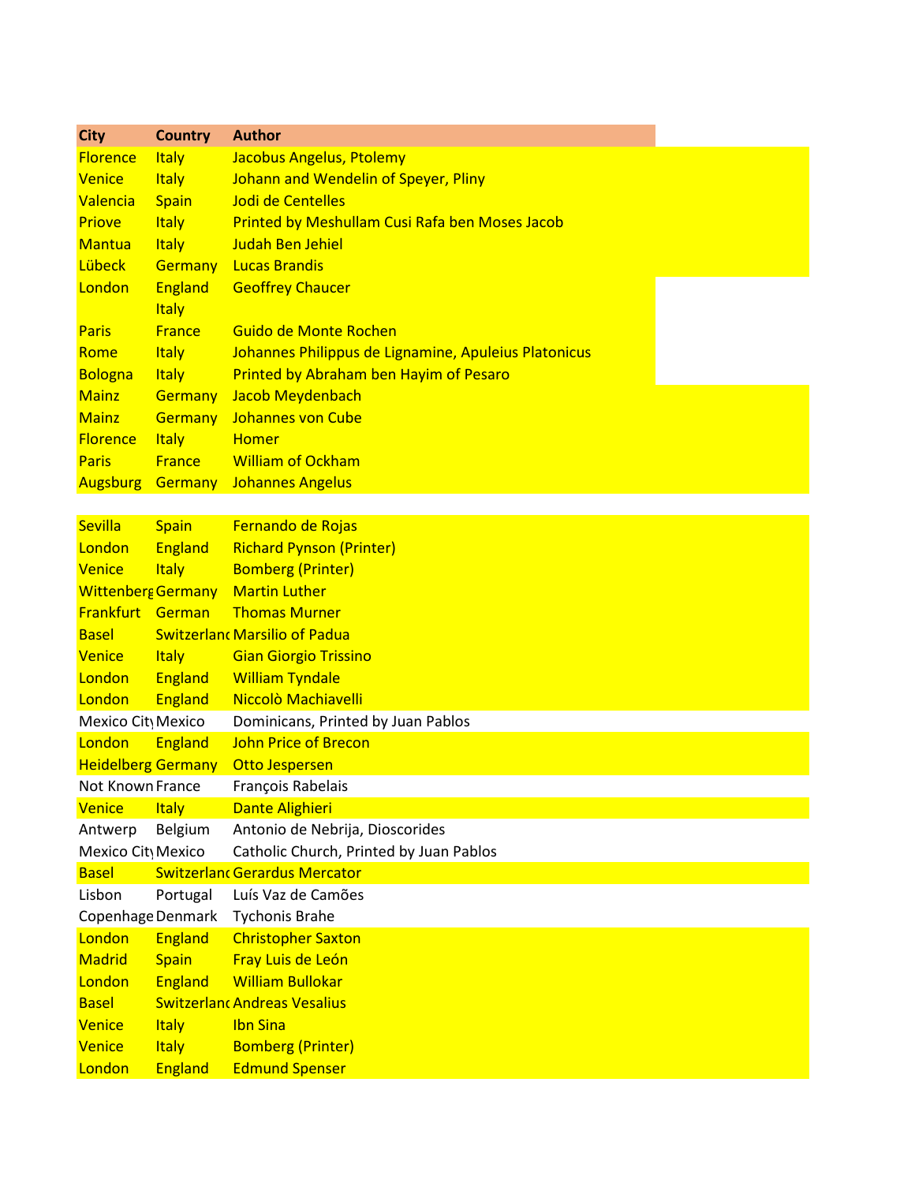| City | Country | Author |
|---|---|---|
| Florence | Italy | Jacobus Angelus, Ptolemy |
| Venice | Italy | Johann and Wendelin of Speyer, Pliny |
| Valencia | Spain | Jodi de Centelles |
| Priove | Italy | Printed by Meshullam Cusi Rafa ben Moses Jacob |
| Mantua | Italy | Judah Ben Jehiel |
| Lübeck | Germany | Lucas Brandis |
| London | England | Geoffrey Chaucer |
| | Italy | |
| Paris | France | Guido de Monte Rochen |
| Rome | Italy | Johannes Philippus de Lignamine, Apuleius Platonicus |
| Bologna | Italy | Printed by Abraham ben Hayim of Pesaro |
| Mainz | Germany | Jacob Meydenbach |
| Mainz | Germany | Johannes von Cube |
| Florence | Italy | Homer |
| Paris | France | William of Ockham |
| Augsburg | Germany | Johannes Angelus |
| | | |
| Sevilla | Spain | Fernando de Rojas |
| London | England | Richard Pynson (Printer) |
| Venice | Italy | Bomberg (Printer) |
| Wittenberg | Germany | Martin Luther |
| Frankfurt | German | Thomas Murner |
| Basel | Switzerland | Marsilio of Padua |
| Venice | Italy | Gian Giorgio Trissino |
| London | England | William Tyndale |
| London | England | Niccolò Machiavelli |
| Mexico City | Mexico | Dominicans, Printed by Juan Pablos |
| London | England | John Price of Brecon |
| Heidelberg | Germany | Otto Jespersen |
| Not Known | France | François Rabelais |
| Venice | Italy | Dante Alighieri |
| Antwerp | Belgium | Antonio de Nebrija, Dioscorides |
| Mexico City | Mexico | Catholic Church, Printed by Juan Pablos |
| Basel | Switzerland | Gerardus Mercator |
| Lisbon | Portugal | Luís Vaz de Camões |
| Copenhagen | Denmark | Tychonis Brahe |
| London | England | Christopher Saxton |
| Madrid | Spain | Fray Luis de León |
| London | England | William Bullokar |
| Basel | Switzerland | Andreas Vesalius |
| Venice | Italy | Ibn Sina |
| Venice | Italy | Bomberg (Printer) |
| London | England | Edmund Spenser |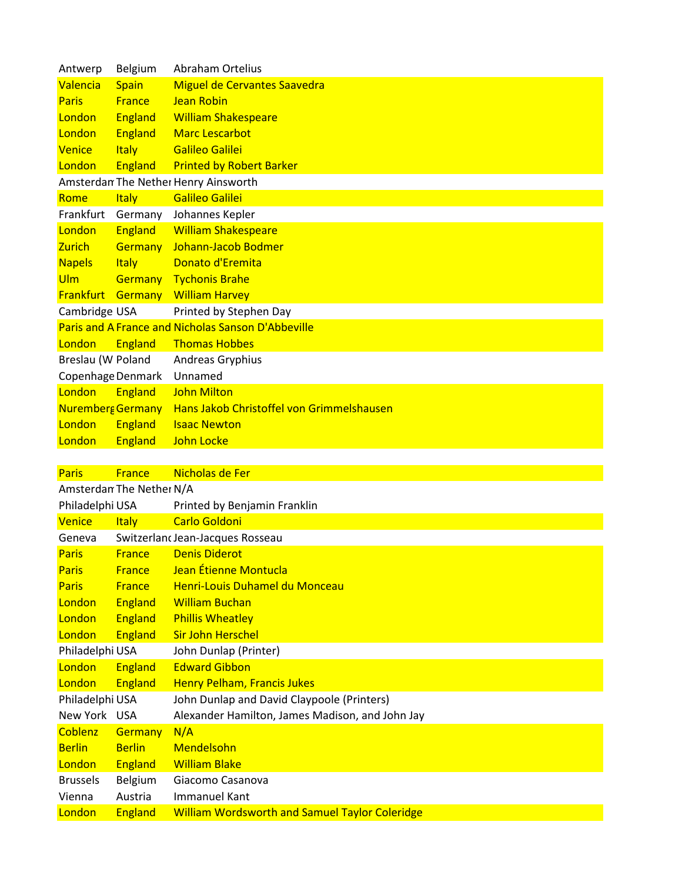| | | |
|---|---|---|
| Antwerp | Belgium | Abraham Ortelius |
| Valencia | Spain | Miguel de Cervantes Saavedra |
| Paris | France | Jean Robin |
| London | England | William Shakespeare |
| London | England | Marc Lescarbot |
| Venice | Italy | Galileo Galilei |
| London | England | Printed by Robert Barker |
| Amsterdan | The Nether | Henry Ainsworth |
| Rome | Italy | Galileo Galilei |
| Frankfurt | Germany | Johannes Kepler |
| London | England | William Shakespeare |
| Zurich | Germany | Johann-Jacob Bodmer |
| Napels | Italy | Donato d'Eremita |
| Ulm | Germany | Tychonis Brahe |
| Frankfurt | Germany | William Harvey |
| Cambridge | USA | Printed by Stephen Day |
| Paris and A | France and | Nicholas Sanson D'Abbeville |
| London | England | Thomas Hobbes |
| Breslau (W | Poland | Andreas Gryphius |
| Copenhage | Denmark | Unnamed |
| London | England | John Milton |
| Nuremberg | Germany | Hans Jakob Christoffel von Grimmelshausen |
| London | England | Isaac Newton |
| London | England | John Locke |
| | | |
| Paris | France | Nicholas de Fer |
| Amsterdan | The Nether | N/A |
| Philadelphi | USA | Printed by Benjamin Franklin |
| Venice | Italy | Carlo Goldoni |
| Geneva | Switzerlanc | Jean-Jacques Rosseau |
| Paris | France | Denis Diderot |
| Paris | France | Jean Étienne Montucla |
| Paris | France | Henri-Louis Duhamel du Monceau |
| London | England | William Buchan |
| London | England | Phillis Wheatley |
| London | England | Sir John Herschel |
| Philadelphi | USA | John Dunlap (Printer) |
| London | England | Edward Gibbon |
| London | England | Henry Pelham, Francis Jukes |
| Philadelphi | USA | John Dunlap and David Claypoole (Printers) |
| New York | USA | Alexander Hamilton, James Madison, and John Jay |
| Coblenz | Germany | N/A |
| Berlin | Berlin | Mendelsohn |
| London | England | William Blake |
| Brussels | Belgium | Giacomo Casanova |
| Vienna | Austria | Immanuel Kant |
| London | England | William Wordsworth and Samuel Taylor Coleridge |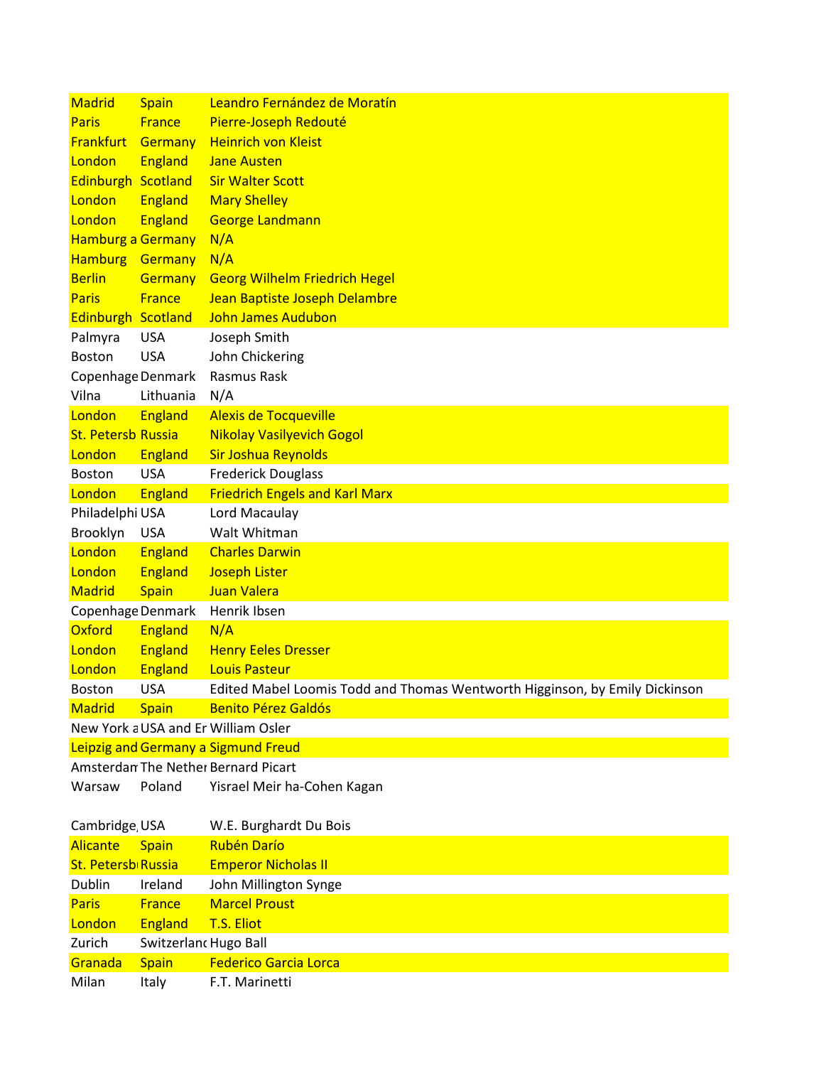| | | |
|---|---|---|
| Madrid | Spain | Leandro Fernández de Moratín |
| Paris | France | Pierre-Joseph Redouté |
| Frankfurt | Germany | Heinrich von Kleist |
| London | England | Jane Austen |
| Edinburgh | Scotland | Sir Walter Scott |
| London | England | Mary Shelley |
| London | England | George Landmann |
| Hamburg a | Germany | N/A |
| Hamburg | Germany | N/A |
| Berlin | Germany | Georg Wilhelm Friedrich Hegel |
| Paris | France | Jean Baptiste Joseph Delambre |
| Edinburgh | Scotland | John James Audubon |
| Palmyra | USA | Joseph Smith |
| Boston | USA | John Chickering |
| Copenhage | Denmark | Rasmus Rask |
| Vilna | Lithuania | N/A |
| London | England | Alexis de Tocqueville |
| St. Petersb | Russia | Nikolay Vasilyevich Gogol |
| London | England | Sir Joshua Reynolds |
| Boston | USA | Frederick Douglass |
| London | England | Friedrich Engels and Karl Marx |
| Philadelphi | USA | Lord Macaulay |
| Brooklyn | USA | Walt Whitman |
| London | England | Charles Darwin |
| London | England | Joseph Lister |
| Madrid | Spain | Juan Valera |
| Copenhage | Denmark | Henrik Ibsen |
| Oxford | England | N/A |
| London | England | Henry Eeles Dresser |
| London | England | Louis Pasteur |
| Boston | USA | Edited Mabel Loomis Todd and Thomas Wentworth Higginson, by Emily Dickinson |
| Madrid | Spain | Benito Pérez Galdós |
| New York a | USA and Er | William Osler |
| Leipzig and | Germany a | Sigmund Freud |
| Amsterdan | The Nether | Bernard Picart |
| Warsaw | Poland | Yisrael Meir ha-Cohen Kagan |
| | | |
| Cambridge, | USA | W.E. Burghardt Du Bois |
| Alicante | Spain | Rubén Darío |
| St. Petersb | Russia | Emperor Nicholas II |
| Dublin | Ireland | John Millington Synge |
| Paris | France | Marcel Proust |
| London | England | T.S. Eliot |
| Zurich | Switzerlanc | Hugo Ball |
| Granada | Spain | Federico Garcia Lorca |
| Milan | Italy | F.T. Marinetti |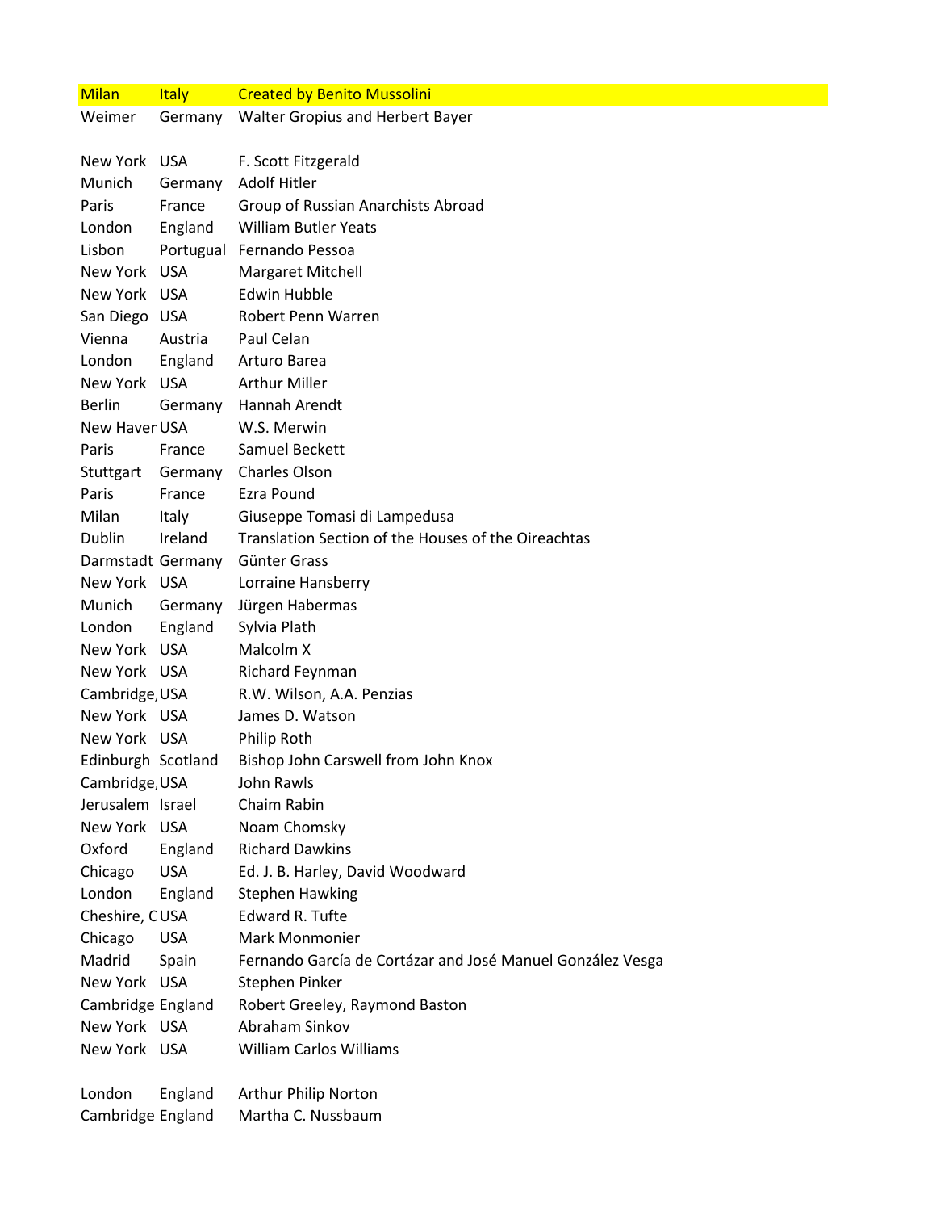| Milan | Italy | Created by Benito Mussolini |
|---|---|---|
| Weimer | Germany | Walter Gropius and Herbert Bayer |
| | | |
| New York | USA | F. Scott Fitzgerald |
| Munich | Germany | Adolf Hitler |
| Paris | France | Group of Russian Anarchists Abroad |
| London | England | William Butler Yeats |
| Lisbon | Portugual | Fernando Pessoa |
| New York | USA | Margaret Mitchell |
| New York | USA | Edwin Hubble |
| San Diego | USA | Robert Penn Warren |
| Vienna | Austria | Paul Celan |
| London | England | Arturo Barea |
| New York | USA | Arthur Miller |
| Berlin | Germany | Hannah Arendt |
| New Haver | USA | W.S. Merwin |
| Paris | France | Samuel Beckett |
| Stuttgart | Germany | Charles Olson |
| Paris | France | Ezra Pound |
| Milan | Italy | Giuseppe Tomasi di Lampedusa |
| Dublin | Ireland | Translation Section of the Houses of the Oireachtas |
| Darmstadt | Germany | Günter Grass |
| New York | USA | Lorraine Hansberry |
| Munich | Germany | Jürgen Habermas |
| London | England | Sylvia Plath |
| New York | USA | Malcolm X |
| New York | USA | Richard Feynman |
| Cambridge, | USA | R.W. Wilson, A.A. Penzias |
| New York | USA | James D. Watson |
| New York | USA | Philip Roth |
| Edinburgh | Scotland | Bishop John Carswell from John Knox |
| Cambridge, | USA | John Rawls |
| Jerusalem | Israel | Chaim Rabin |
| New York | USA | Noam Chomsky |
| Oxford | England | Richard Dawkins |
| Chicago | USA | Ed. J. B. Harley, David Woodward |
| London | England | Stephen Hawking |
| Cheshire, C | USA | Edward R. Tufte |
| Chicago | USA | Mark Monmonier |
| Madrid | Spain | Fernando García de Cortázar and José Manuel González Vesga |
| New York | USA | Stephen Pinker |
| Cambridge | England | Robert Greeley, Raymond Baston |
| New York | USA | Abraham Sinkov |
| New York | USA | William Carlos Williams |
| | | |
| London | England | Arthur Philip Norton |
| Cambridge | England | Martha C. Nussbaum |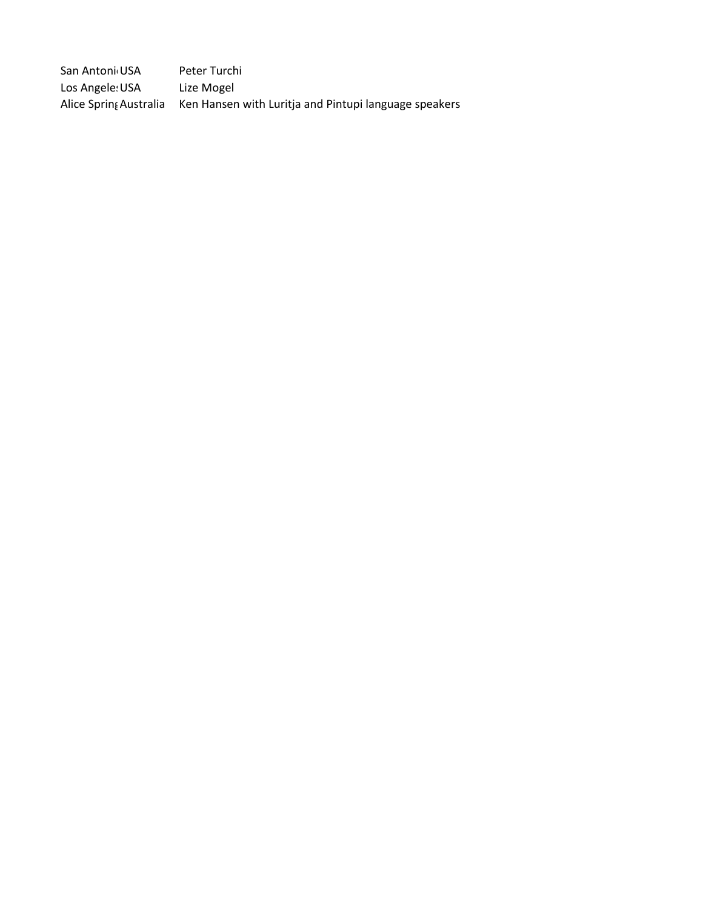| | | |
|---|---|---|
| San Antoni | USA | Peter Turchi |
| Los Angele: | USA | Lize Mogel |
| Alice Spring | Australia | Ken Hansen with Luritja and Pintupi language speakers |